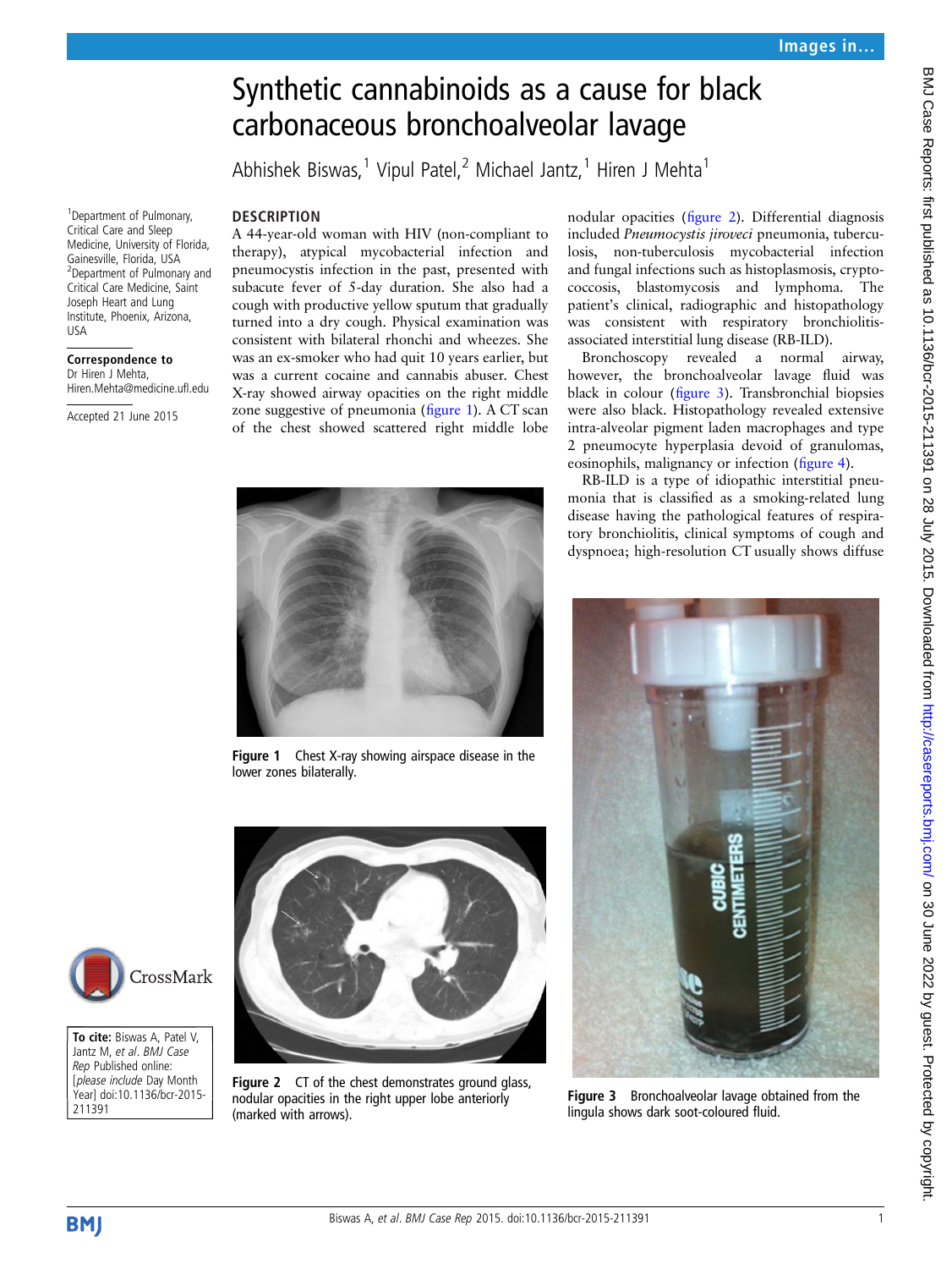# Synthetic cannabinoids as a cause for black carbonaceous bronchoalveolar lavage

Abhishek Biswas,[1] Vipul Patel,[2] Michael Jantz,[1] Hiren J Mehta[1]

[1]Department of Pulmonary, Critical Care and Sleep Medicine, University of Florida, Gainesville, Florida, USA
[2]Department of Pulmonary and Critical Care Medicine, Saint Joseph Heart and Lung Institute, Phoenix, Arizona, USA

**Correspondence to**
Dr Hiren J Mehta, Hiren.Mehta@medicine.ufl.edu

Accepted 21 June 2015

**To cite:** Biswas A, Patel V, Jantz M, *et al*. *BMJ Case Rep* Published online: [*please include* Day Month Year] doi:10.1136/bcr-2015-211391

## DESCRIPTION

A 44-year-old woman with HIV (non-compliant to therapy), atypical mycobacterial infection and pneumocystis infection in the past, presented with subacute fever of 5-day duration. She also had a cough with productive yellow sputum that gradually turned into a dry cough. Physical examination was consistent with bilateral rhonchi and wheezes. She was an ex-smoker who had quit 10 years earlier, but was a current cocaine and cannabis abuser. Chest X-ray showed airway opacities on the right middle zone suggestive of pneumonia (figure 1). A CT scan of the chest showed scattered right middle lobe nodular opacities (figure 2). Differential diagnosis included *Pneumocystis jiroveci* pneumonia, tuberculosis, non-tuberculosis mycobacterial infection and fungal infections such as histoplasmosis, cryptococcosis, blastomycosis and lymphoma. The patient's clinical, radiographic and histopathology was consistent with respiratory bronchiolitis-associated interstitial lung disease (RB-ILD).

Bronchoscopy revealed a normal airway, however, the bronchoalveolar lavage fluid was black in colour (figure 3). Transbronchial biopsies were also black. Histopathology revealed extensive intra-alveolar pigment laden macrophages and type 2 pneumocyte hyperplasia devoid of granulomas, eosinophils, malignancy or infection (figure 4).

RB-ILD is a type of idiopathic interstitial pneumonia that is classified as a smoking-related lung disease having the pathological features of respiratory bronchiolitis, clinical symptoms of cough and dyspnoea; high-resolution CT usually shows diffuse

Figure 1 Chest X-ray showing airspace disease in the lower zones bilaterally.

Figure 2 CT of the chest demonstrates ground glass, nodular opacities in the right upper lobe anteriorly (marked with arrows).

Figure 3 Bronchoalveolar lavage obtained from the lingula shows dark soot-coloured fluid.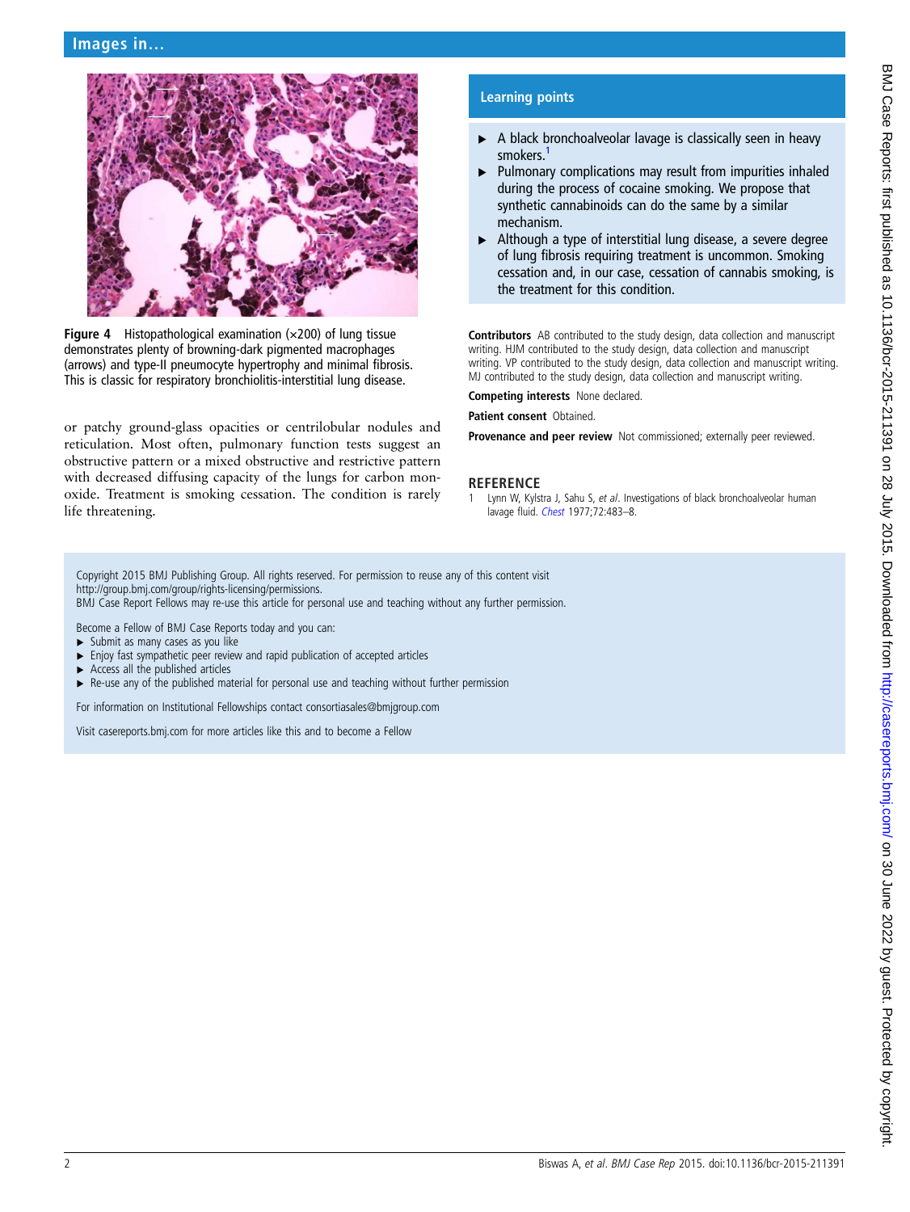Figure 4 Histopathological examination (×200) of lung tissue demonstrates plenty of browning-dark pigmented macrophages (arrows) and type-II pneumocyte hypertrophy and minimal fibrosis. This is classic for respiratory bronchiolitis-interstitial lung disease.

or patchy ground-glass opacities or centrilobular nodules and reticulation. Most often, pulmonary function tests suggest an obstructive pattern or a mixed obstructive and restrictive pattern with decreased diffusing capacity of the lungs for carbon monoxide. Treatment is smoking cessation. The condition is rarely life threatening.

## Learning points

- A black bronchoalveolar lavage is classically seen in heavy smokers.[1]
- Pulmonary complications may result from impurities inhaled during the process of cocaine smoking. We propose that synthetic cannabinoids can do the same by a similar mechanism.
- Although a type of interstitial lung disease, a severe degree of lung fibrosis requiring treatment is uncommon. Smoking cessation and, in our case, cessation of cannabis smoking, is the treatment for this condition.

**Contributors** AB contributed to the study design, data collection and manuscript writing. HJM contributed to the study design, data collection and manuscript writing. VP contributed to the study design, data collection and manuscript writing. MJ contributed to the study design, data collection and manuscript writing.

**Competing interests** None declared.

**Patient consent** Obtained.

**Provenance and peer review** Not commissioned; externally peer reviewed.

## REFERENCE

1 Lynn W, Kylstra J, Sahu S, *et al*. Investigations of black bronchoalveolar human lavage fluid. *Chest* 1977;72:483–8.

Copyright 2015 BMJ Publishing Group. All rights reserved. For permission to reuse any of this content visit http://group.bmj.com/group/rights-licensing/permissions.
BMJ Case Report Fellows may re-use this article for personal use and teaching without any further permission.

Become a Fellow of BMJ Case Reports today and you can:

- Submit as many cases as you like
- Enjoy fast sympathetic peer review and rapid publication of accepted articles
- Access all the published articles
- Re-use any of the published material for personal use and teaching without further permission

For information on Institutional Fellowships contact consortiasales@bmjgroup.com

Visit casereports.bmj.com for more articles like this and to become a Fellow